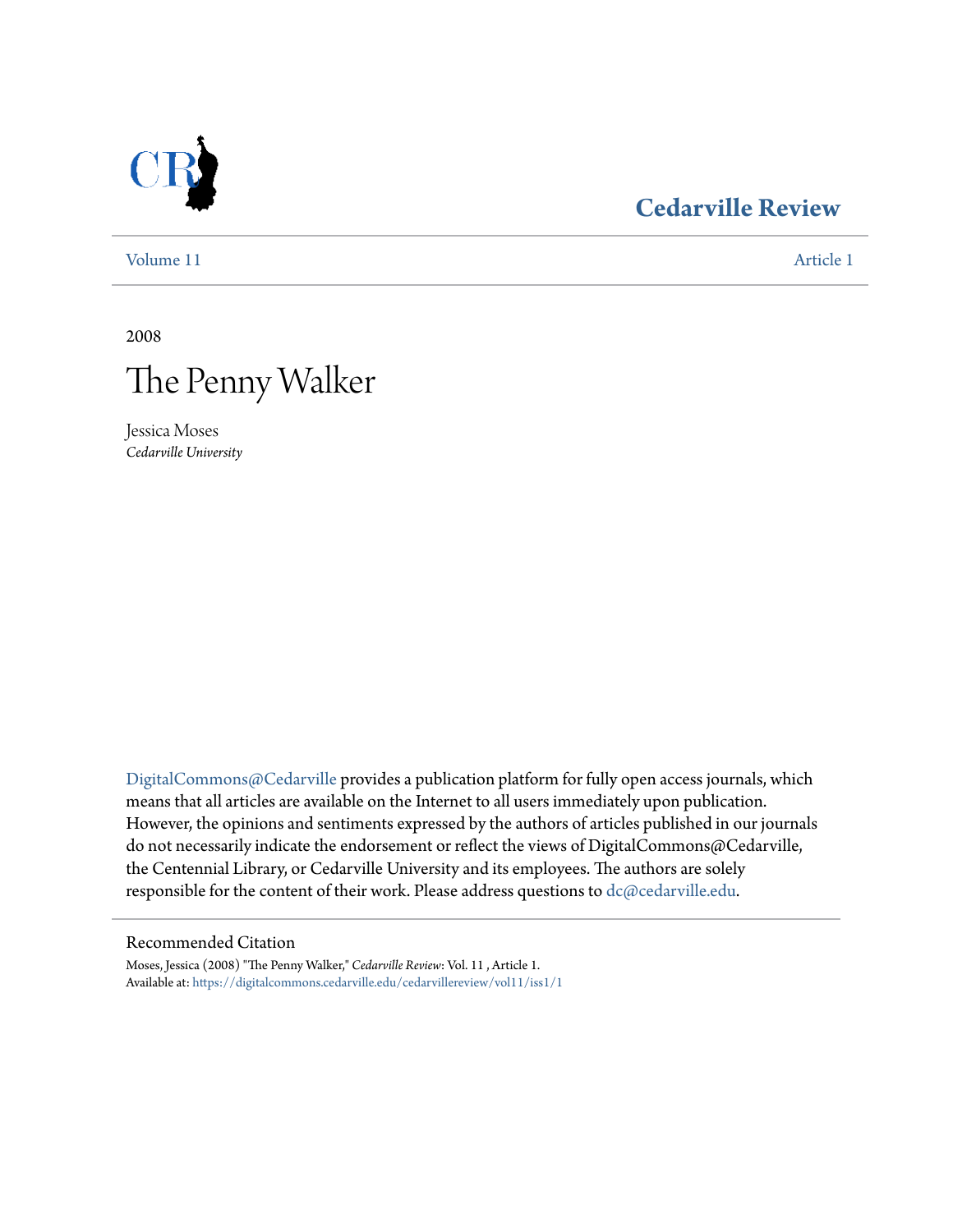Cedarville Review

Volume 11 Article 1

2008

# The Penny Walker

Jessica Moses
*Cedarville University*

DigitalCommons@Cedarville provides a publication platform for fully open access journals, which means that all articles are available on the Internet to all users immediately upon publication. However, the opinions and sentiments expressed by the authors of articles published in our journals do not necessarily indicate the endorsement or reflect the views of DigitalCommons@Cedarville, the Centennial Library, or Cedarville University and its employees. The authors are solely responsible for the content of their work. Please address questions to dc@cedarville.edu.

## Recommended Citation

Moses, Jessica (2008) "The Penny Walker," *Cedarville Review*: Vol. 11 , Article 1.
Available at: https://digitalcommons.cedarville.edu/cedarvillereview/vol11/iss1/1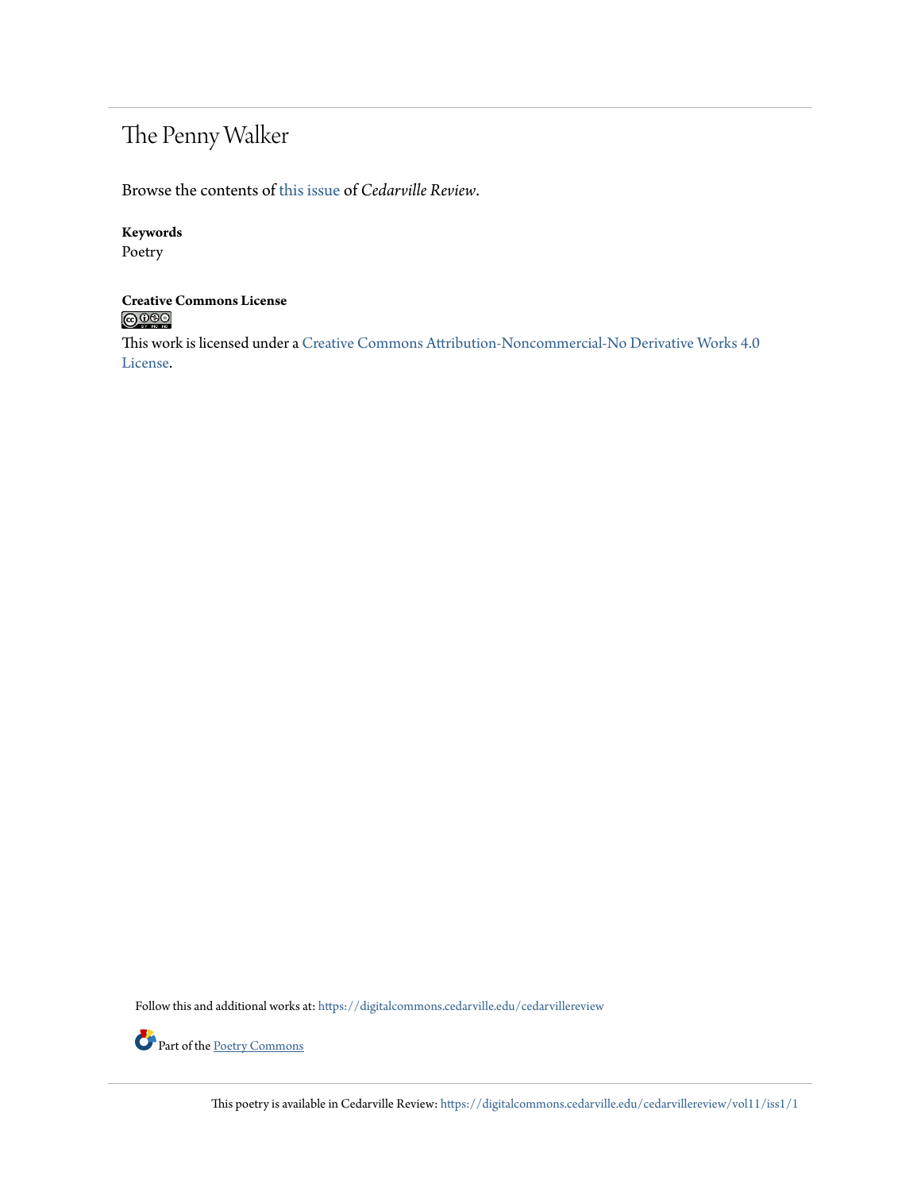# The Penny Walker

Browse the contents of this issue of *Cedarville Review*.

**Keywords**
Poetry

**Creative Commons License**

This work is licensed under a Creative Commons Attribution-Noncommercial-No Derivative Works 4.0 License.

Follow this and additional works at: https://digitalcommons.cedarville.edu/cedarvillereview

Part of the Poetry Commons

This poetry is available in Cedarville Review: https://digitalcommons.cedarville.edu/cedarvillereview/vol11/iss1/1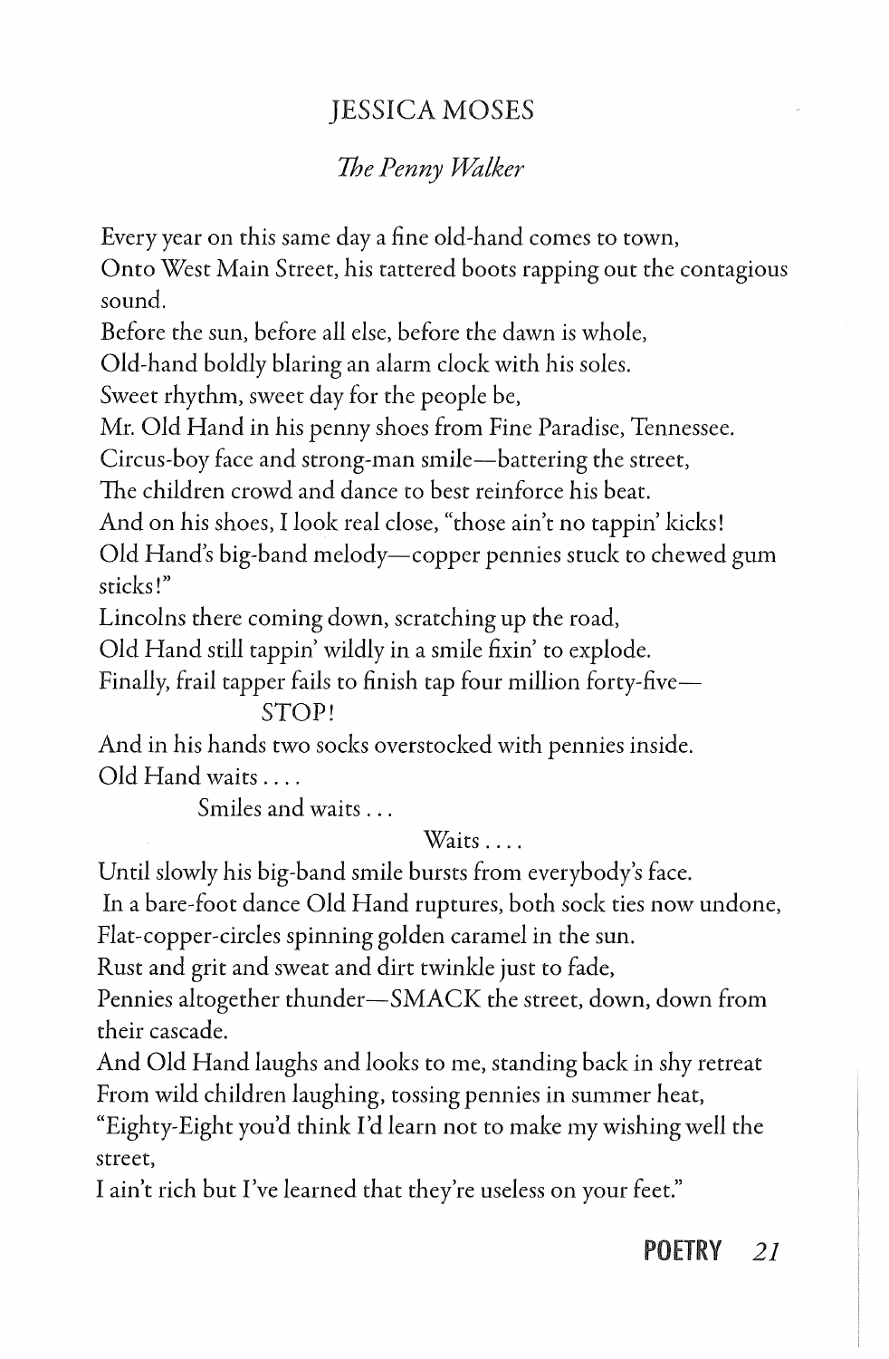## JESSICA MOSES

### *The Penny Walker*

Every year on this same day a fine old-hand comes to town,  
Onto West Main Street, his tattered boots rapping out the contagious sound.  
Before the sun, before all else, before the dawn is whole,  
Old-hand boldly blaring an alarm clock with his soles.  
Sweet rhythm, sweet day for the people be,  
Mr. Old Hand in his penny shoes from Fine Paradise, Tennessee.  
Circus-boy face and strong-man smile—battering the street,  
The children crowd and dance to best reinforce his beat.  
And on his shoes, I look real close, "those ain't no tappin' kicks!  
Old Hand's big-band melody—copper pennies stuck to chewed gum sticks!"  
Lincolns there coming down, scratching up the road,  
Old Hand still tappin' wildly in a smile fixin' to explode.  
Finally, frail tapper fails to finish tap four million forty-five—  
            STOP!  
And in his hands two socks overstocked with pennies inside.  
Old Hand waits . . . .  
            Smiles and waits . . .  
                        Waits . . . .  
Until slowly his big-band smile bursts from everybody's face.  
In a bare-foot dance Old Hand ruptures, both sock ties now undone,  
Flat-copper-circles spinning golden caramel in the sun.  
Rust and grit and sweat and dirt twinkle just to fade,  
Pennies altogether thunder—SMACK the street, down, down from their cascade.  
And Old Hand laughs and looks to me, standing back in shy retreat  
From wild children laughing, tossing pennies in summer heat,  
"Eighty-Eight you'd think I'd learn not to make my wishing well the street,  
I ain't rich but I've learned that they're useless on your feet."